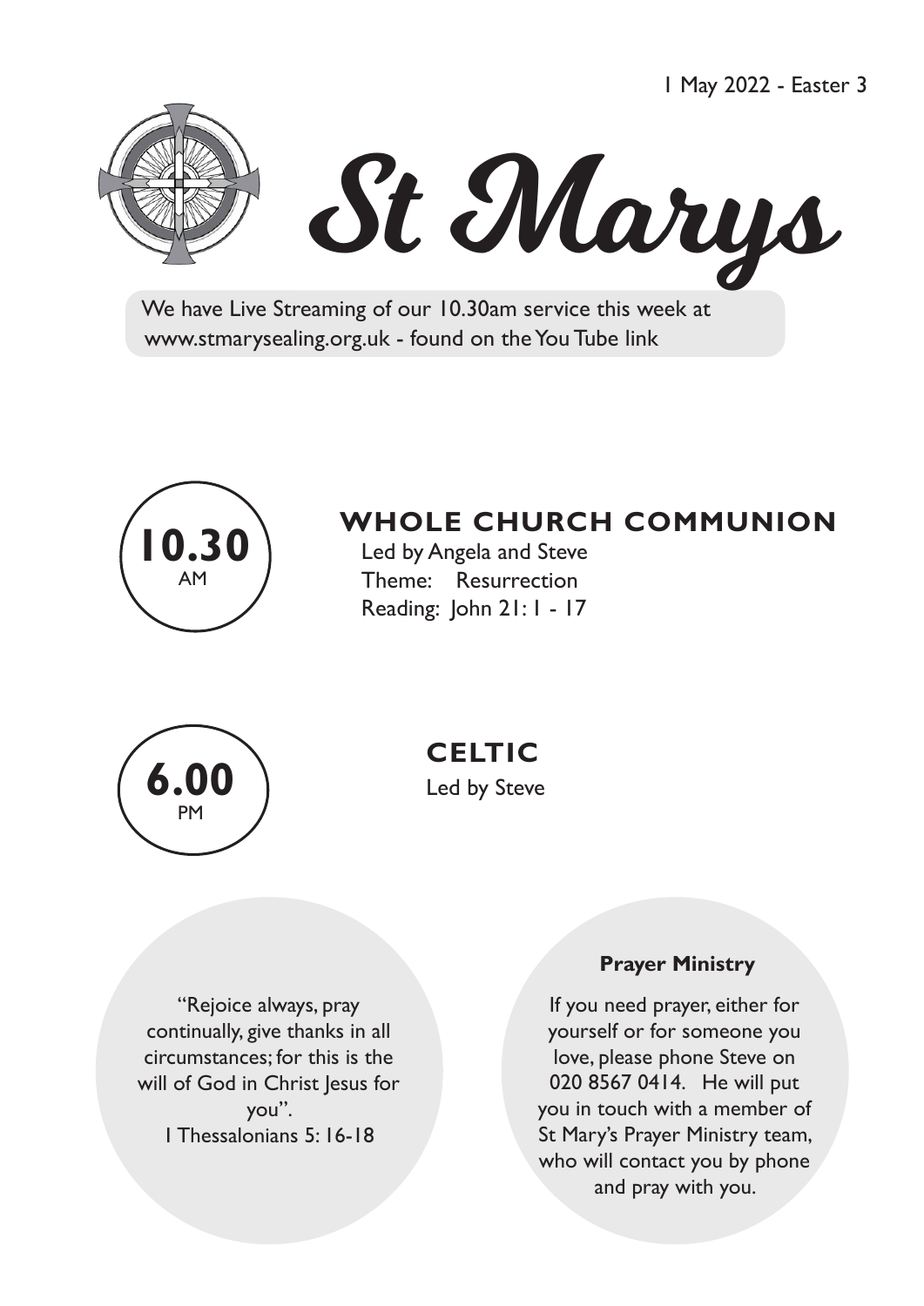1 May 2022 - Easter 3

# St Marys

We have Live Streaming of our 10.30am service this week at www.stmarysealing.org.uk - found on the You Tube link

**10.30** AM

## WHOLE CHURCH COMMUNION

Led by Angela and Steve
Theme: Resurrection
Reading: John 21: 1 - 17

**6.00** PM

## CELTIC

Led by Steve

"Rejoice always, pray continually, give thanks in all circumstances; for this is the will of God in Christ Jesus for you".
1 Thessalonians 5: 16-18

**Prayer Ministry**

If you need prayer, either for yourself or for someone you love, please phone Steve on 020 8567 0414. He will put you in touch with a member of St Mary's Prayer Ministry team, who will contact you by phone and pray with you.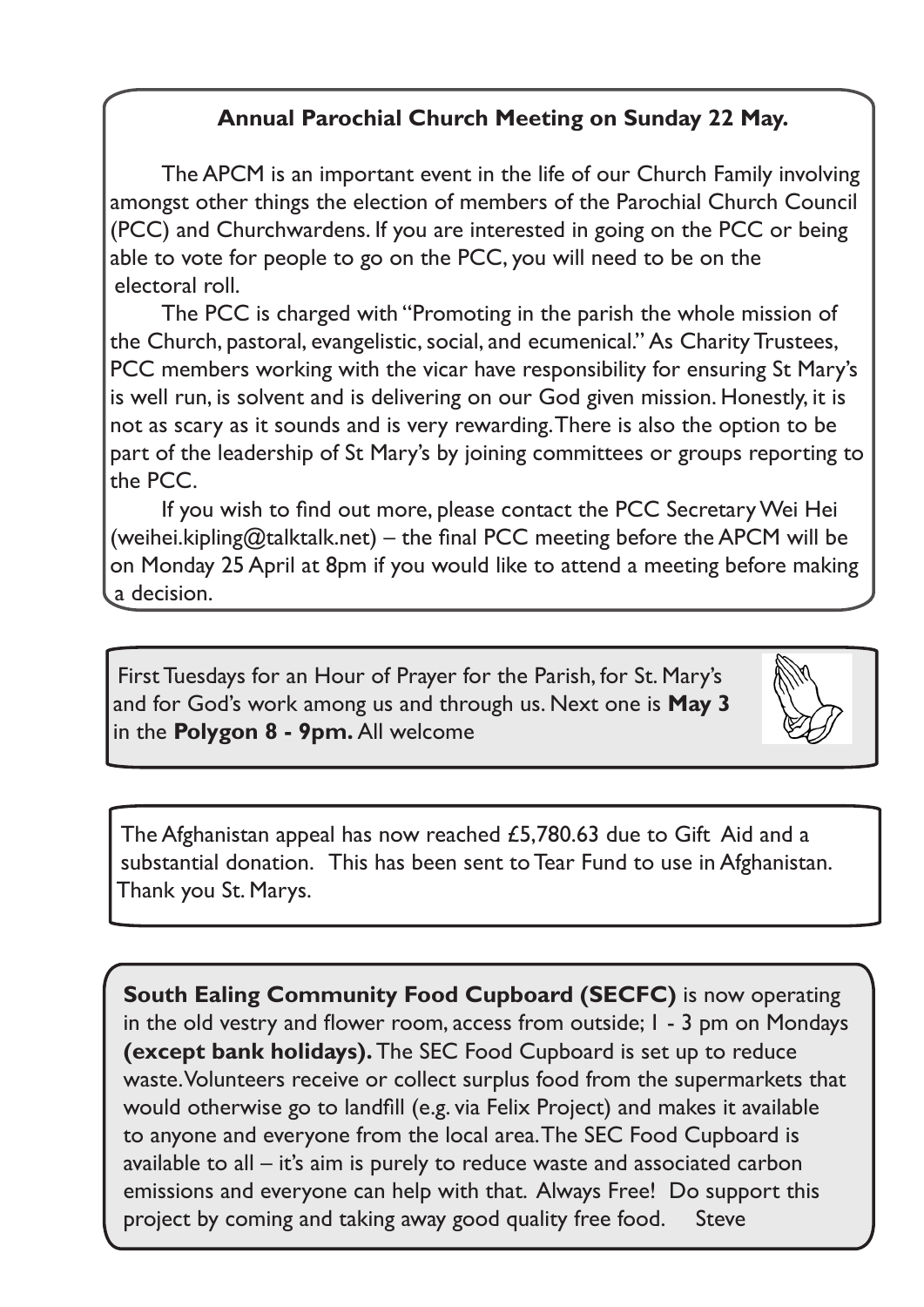**Annual Parochial Church Meeting on Sunday 22 May.**

The APCM is an important event in the life of our Church Family involving amongst other things the election of members of the Parochial Church Council (PCC) and Churchwardens. If you are interested in going on the PCC or being able to vote for people to go on the PCC, you will need to be on the electoral roll.

The PCC is charged with "Promoting in the parish the whole mission of the Church, pastoral, evangelistic, social, and ecumenical." As Charity Trustees, PCC members working with the vicar have responsibility for ensuring St Mary's is well run, is solvent and is delivering on our God given mission. Honestly, it is not as scary as it sounds and is very rewarding. There is also the option to be part of the leadership of St Mary's by joining committees or groups reporting to the PCC.

If you wish to find out more, please contact the PCC Secretary Wei Hei (weihei.kipling@talktalk.net) – the final PCC meeting before the APCM will be on Monday 25 April at 8pm if you would like to attend a meeting before making a decision.

---

First Tuesdays for an Hour of Prayer for the Parish, for St. Mary's and for God's work among us and through us. Next one is **May 3** in the **Polygon 8 - 9pm.** All welcome

---

The Afghanistan appeal has now reached £5,780.63 due to Gift Aid and a substantial donation. This has been sent to Tear Fund to use in Afghanistan. Thank you St. Marys.

---

**South Ealing Community Food Cupboard (SECFC)** is now operating in the old vestry and flower room, access from outside; 1 - 3 pm on Mondays **(except bank holidays).** The SEC Food Cupboard is set up to reduce waste. Volunteers receive or collect surplus food from the supermarkets that would otherwise go to landfill (e.g. via Felix Project) and makes it available to anyone and everyone from the local area. The SEC Food Cupboard is available to all – it's aim is purely to reduce waste and associated carbon emissions and everyone can help with that. Always Free! Do support this project by coming and taking away good quality free food. Steve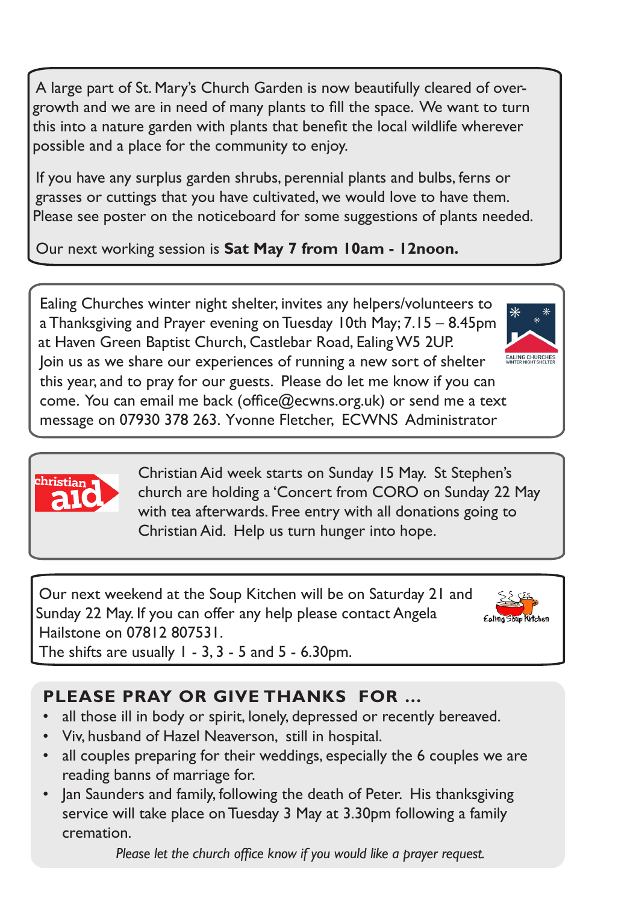A large part of St. Mary's Church Garden is now beautifully cleared of over-growth and we are in need of many plants to fill the space. We want to turn this into a nature garden with plants that benefit the local wildlife wherever possible and a place for the community to enjoy.

If you have any surplus garden shrubs, perennial plants and bulbs, ferns or grasses or cuttings that you have cultivated, we would love to have them. Please see poster on the noticeboard for some suggestions of plants needed.

Our next working session is **Sat May 7 from 10am - 12noon.**

---

Ealing Churches winter night shelter, invites any helpers/volunteers to a Thanksgiving and Prayer evening on Tuesday 10th May; 7.15 – 8.45pm at Haven Green Baptist Church, Castlebar Road, Ealing W5 2UP. Join us as we share our experiences of running a new sort of shelter this year, and to pray for our guests. Please do let me know if you can come. You can email me back (office@ecwns.org.uk) or send me a text message on 07930 378 263. Yvonne Fletcher, ECWNS Administrator

---

Christian Aid week starts on Sunday 15 May. St Stephen's church are holding a 'Concert from CORO on Sunday 22 May with tea afterwards. Free entry with all donations going to Christian Aid. Help us turn hunger into hope.

---

Our next weekend at the Soup Kitchen will be on Saturday 21 and Sunday 22 May. If you can offer any help please contact Angela Hailstone on 07812 807531.
The shifts are usually 1 - 3, 3 - 5 and 5 - 6.30pm.

---

## PLEASE PRAY OR GIVE THANKS FOR …

- all those ill in body or spirit, lonely, depressed or recently bereaved.
- Viv, husband of Hazel Neaverson, still in hospital.
- all couples preparing for their weddings, especially the 6 couples we are reading banns of marriage for.
- Jan Saunders and family, following the death of Peter. His thanksgiving service will take place on Tuesday 3 May at 3.30pm following a family cremation.

*Please let the church office know if you would like a prayer request.*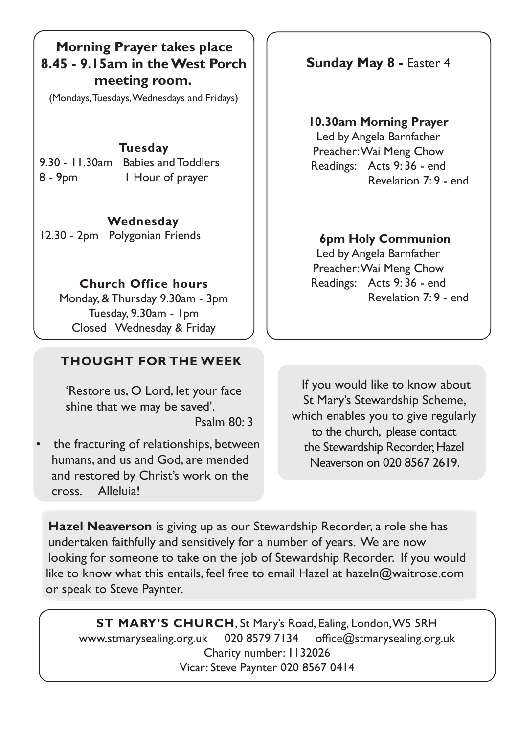**Morning Prayer takes place 8.45 - 9.15am in the West Porch meeting room.**

(Mondays, Tuesdays, Wednesdays and Fridays)

**Tuesday**

9.30 - 11.30am Babies and Toddlers
8 - 9pm 1 Hour of prayer

**Wednesday**

12.30 - 2pm Polygonian Friends

**Church Office hours**

Monday, & Thursday 9.30am - 3pm
Tuesday, 9.30am - 1pm
Closed Wednesday & Friday

**Sunday May 8 -** Easter 4

**10.30am Morning Prayer**
Led by Angela Barnfather
Preacher: Wai Meng Chow
Readings: Acts 9: 36 - end
Revelation 7: 9 - end

**6pm Holy Communion**
Led by Angela Barnfather
Preacher: Wai Meng Chow
Readings: Acts 9: 36 - end
Revelation 7: 9 - end

**THOUGHT FOR THE WEEK**

'Restore us, O Lord, let your face shine that we may be saved'.
Psalm 80: 3

- the fracturing of relationships, between humans, and us and God, are mended and restored by Christ's work on the cross. Alleluia!

If you would like to know about St Mary's Stewardship Scheme, which enables you to give regularly to the church, please contact the Stewardship Recorder, Hazel Neaverson on 020 8567 2619.

**Hazel Neaverson** is giving up as our Stewardship Recorder, a role she has undertaken faithfully and sensitively for a number of years. We are now looking for someone to take on the job of Stewardship Recorder. If you would like to know what this entails, feel free to email Hazel at hazeln@waitrose.com or speak to Steve Paynter.

**ST MARY'S CHURCH**, St Mary's Road, Ealing, London, W5 5RH
www.stmarysealing.org.uk 020 8579 7134 office@stmarysealing.org.uk
Charity number: 1132026
Vicar: Steve Paynter 020 8567 0414